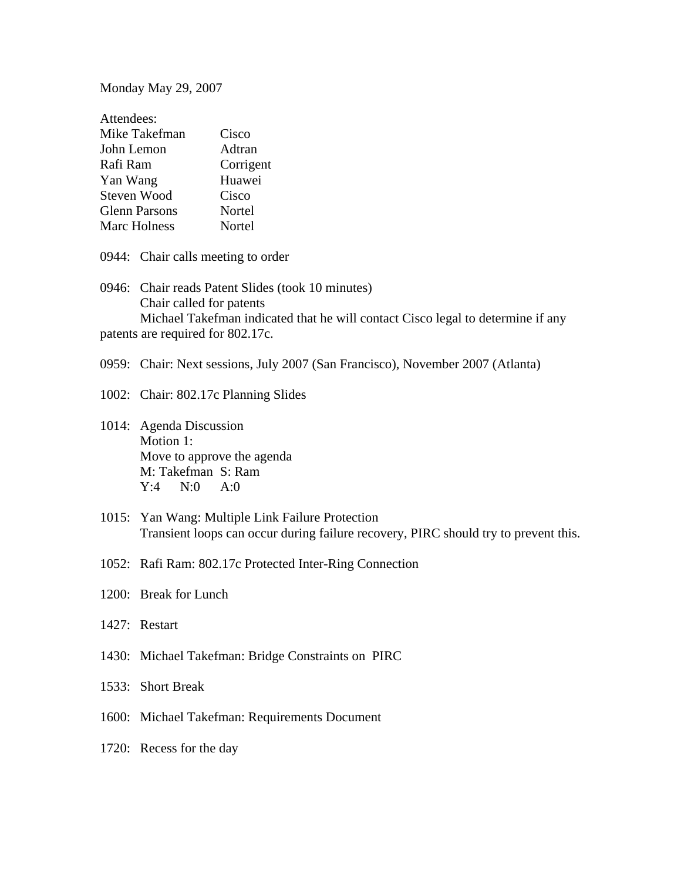Monday May 29, 2007

Attendees:

| | |
|---|---|
| Mike Takefman | Cisco |
| John Lemon | Adtran |
| Rafi Ram | Corrigent |
| Yan Wang | Huawei |
| Steven Wood | Cisco |
| Glenn Parsons | Nortel |
| Marc Holness | Nortel |

0944: Chair calls meeting to order

0946: Chair reads Patent Slides (took 10 minutes)
Chair called for patents
Michael Takefman indicated that he will contact Cisco legal to determine if any patents are required for 802.17c.

0959: Chair: Next sessions, July 2007 (San Francisco), November 2007 (Atlanta)

1002: Chair: 802.17c Planning Slides

1014: Agenda Discussion
Motion 1:
Move to approve the agenda
M: Takefman S: Ram
Y:4 N:0 A:0

1015: Yan Wang: Multiple Link Failure Protection
Transient loops can occur during failure recovery, PIRC should try to prevent this.

1052: Rafi Ram: 802.17c Protected Inter-Ring Connection

1200: Break for Lunch

1427: Restart

1430: Michael Takefman: Bridge Constraints on PIRC

1533: Short Break

1600: Michael Takefman: Requirements Document

1720: Recess for the day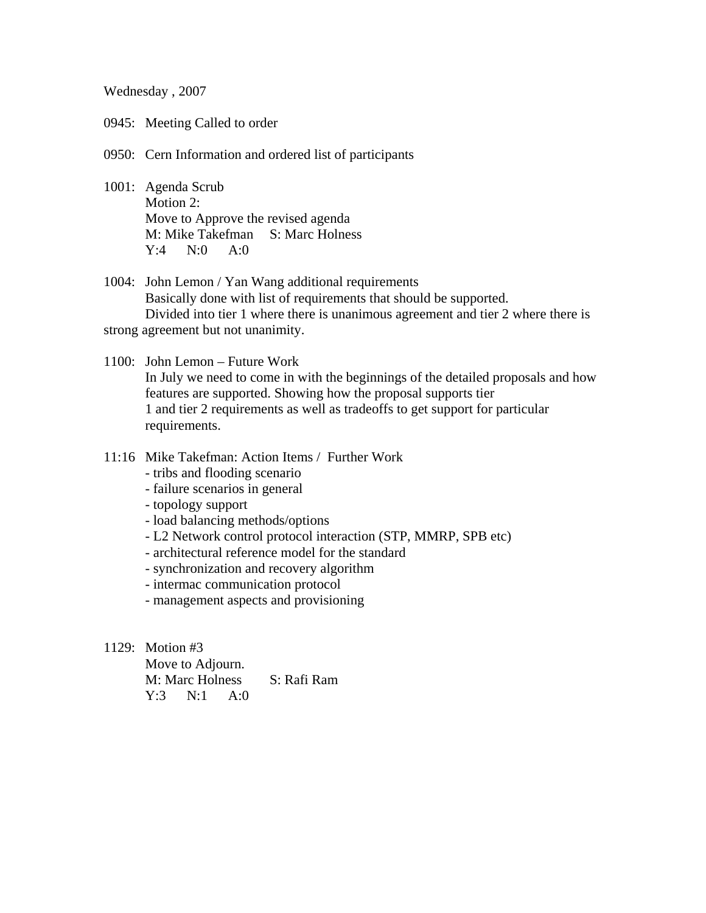Wednesday , 2007

0945: Meeting Called to order

0950: Cern Information and ordered list of participants

1001: Agenda Scrub
Motion 2:
Move to Approve the revised agenda
M: Mike Takefman S: Marc Holness
Y:4 N:0 A:0

1004: John Lemon / Yan Wang additional requirements
Basically done with list of requirements that should be supported.
Divided into tier 1 where there is unanimous agreement and tier 2 where there is strong agreement but not unanimity.

1100: John Lemon – Future Work
In July we need to come in with the beginnings of the detailed proposals and how features are supported. Showing how the proposal supports tier 1 and tier 2 requirements as well as tradeoffs to get support for particular requirements.

11:16 Mike Takefman: Action Items / Further Work

- tribs and flooding scenario
- failure scenarios in general
- topology support
- load balancing methods/options
- L2 Network control protocol interaction (STP, MMRP, SPB etc)
- architectural reference model for the standard
- synchronization and recovery algorithm
- intermac communication protocol
- management aspects and provisioning

1129: Motion #3
Move to Adjourn.
M: Marc Holness S: Rafi Ram
Y:3 N:1 A:0